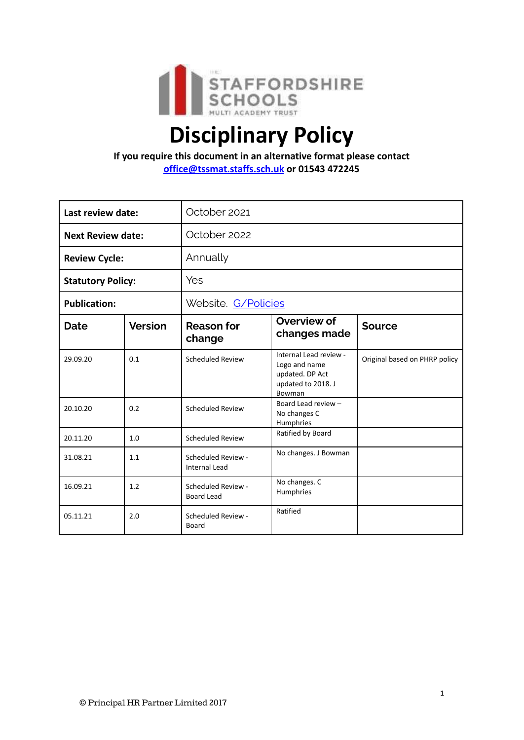THE STAFFORDSHIRE SCHOOLS MULTI ACADEMY TRUST

# Disciplinary Policy

**If you require this document in an alternative format please contact [office@tssmat.staffs.sch.uk](mailto:office@tssmat.staffs.sch.uk) or 01543 472245**

| **Last review date:** | October 2021 |
|---|---|
| **Next Review date:** | October 2022 |
| **Review Cycle:** | Annually |
| **Statutory Policy:** | Yes |
| **Publication:** | Website. G/Policies |

| **Date** | **Version** | **Reason for change** | **Overview of changes made** | **Source** |
|---|---|---|---|---|
| 29.09.20 | 0.1 | Scheduled Review | Internal Lead review - Logo and name updated. DP Act updated to 2018. J Bowman | Original based on PHRP policy |
| 20.10.20 | 0.2 | Scheduled Review | Board Lead review – No changes C Humphries | |
| 20.11.20 | 1.0 | Scheduled Review | Ratified by Board | |
| 31.08.21 | 1.1 | Scheduled Review - Internal Lead | No changes. J Bowman | |
| 16.09.21 | 1.2 | Scheduled Review - Board Lead | No changes. C Humphries | |
| 05.11.21 | 2.0 | Scheduled Review - Board | Ratified | |

© Principal HR Partner Limited 2017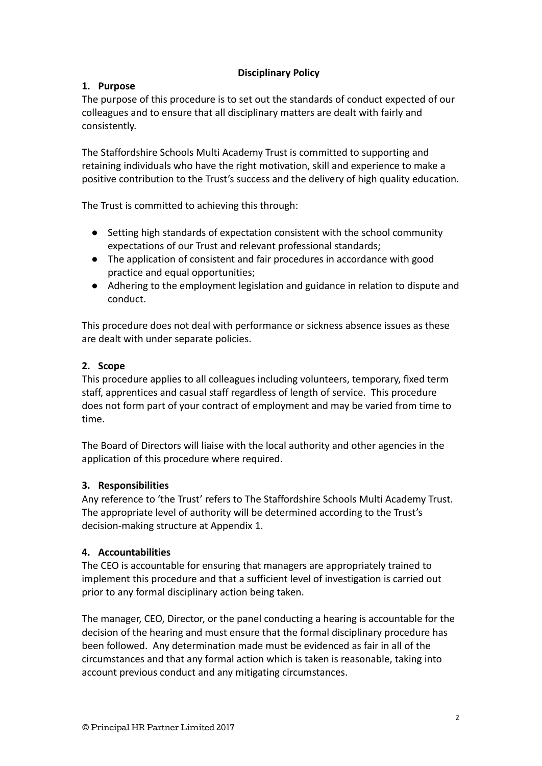# Disciplinary Policy

## 1. Purpose

The purpose of this procedure is to set out the standards of conduct expected of our colleagues and to ensure that all disciplinary matters are dealt with fairly and consistently.

The Staffordshire Schools Multi Academy Trust is committed to supporting and retaining individuals who have the right motivation, skill and experience to make a positive contribution to the Trust's success and the delivery of high quality education.

The Trust is committed to achieving this through:

- Setting high standards of expectation consistent with the school community expectations of our Trust and relevant professional standards;
- The application of consistent and fair procedures in accordance with good practice and equal opportunities;
- Adhering to the employment legislation and guidance in relation to dispute and conduct.

This procedure does not deal with performance or sickness absence issues as these are dealt with under separate policies.

## 2. Scope

This procedure applies to all colleagues including volunteers, temporary, fixed term staff, apprentices and casual staff regardless of length of service. This procedure does not form part of your contract of employment and may be varied from time to time.

The Board of Directors will liaise with the local authority and other agencies in the application of this procedure where required.

## 3. Responsibilities

Any reference to 'the Trust' refers to The Staffordshire Schools Multi Academy Trust. The appropriate level of authority will be determined according to the Trust's decision-making structure at Appendix 1.

## 4. Accountabilities

The CEO is accountable for ensuring that managers are appropriately trained to implement this procedure and that a sufficient level of investigation is carried out prior to any formal disciplinary action being taken.

The manager, CEO, Director, or the panel conducting a hearing is accountable for the decision of the hearing and must ensure that the formal disciplinary procedure has been followed. Any determination made must be evidenced as fair in all of the circumstances and that any formal action which is taken is reasonable, taking into account previous conduct and any mitigating circumstances.

© Principal HR Partner Limited 2017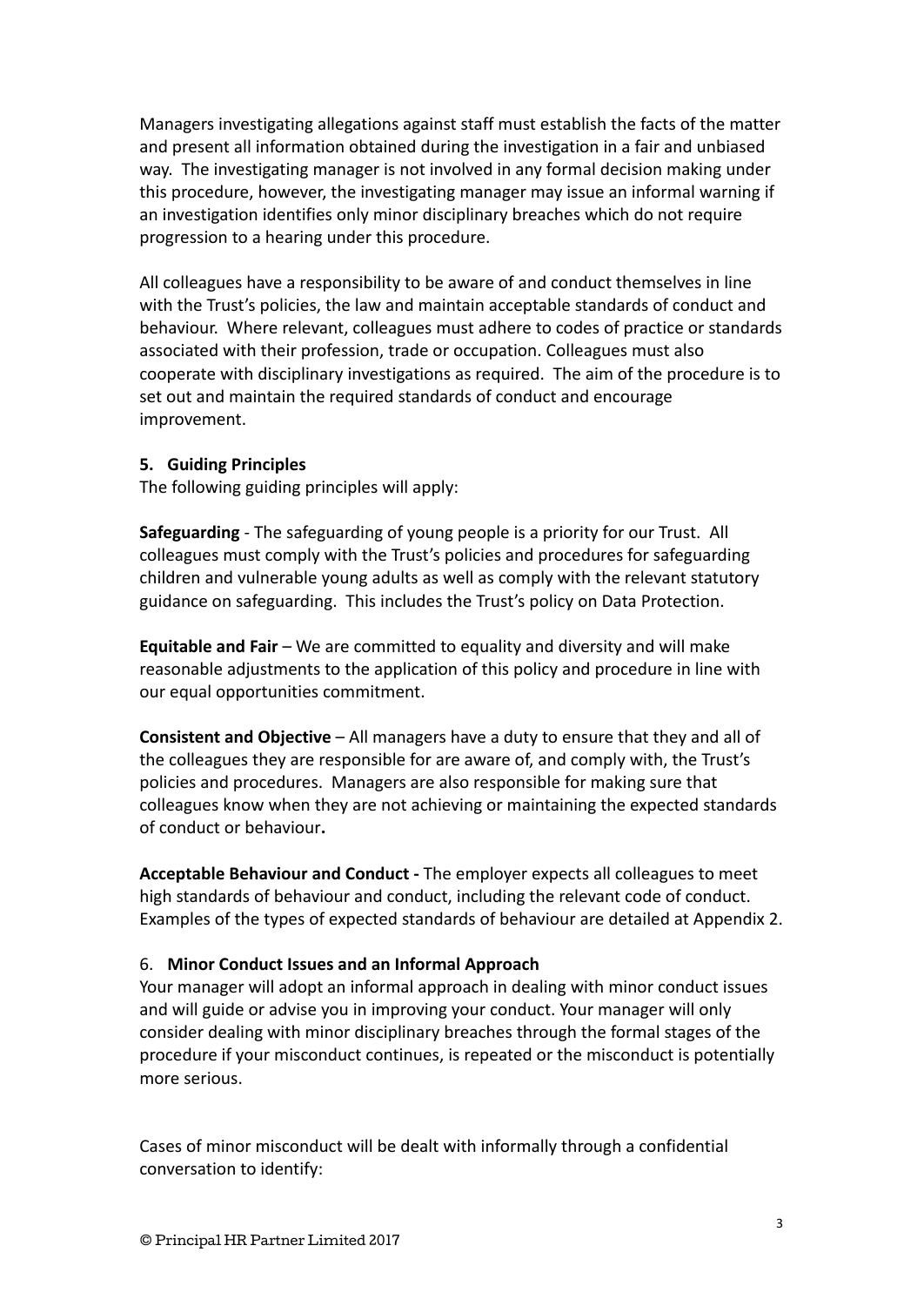Managers investigating allegations against staff must establish the facts of the matter and present all information obtained during the investigation in a fair and unbiased way. The investigating manager is not involved in any formal decision making under this procedure, however, the investigating manager may issue an informal warning if an investigation identifies only minor disciplinary breaches which do not require progression to a hearing under this procedure.

All colleagues have a responsibility to be aware of and conduct themselves in line with the Trust's policies, the law and maintain acceptable standards of conduct and behaviour. Where relevant, colleagues must adhere to codes of practice or standards associated with their profession, trade or occupation. Colleagues must also cooperate with disciplinary investigations as required. The aim of the procedure is to set out and maintain the required standards of conduct and encourage improvement.

## 5. Guiding Principles

The following guiding principles will apply:

**Safeguarding** - The safeguarding of young people is a priority for our Trust. All colleagues must comply with the Trust's policies and procedures for safeguarding children and vulnerable young adults as well as comply with the relevant statutory guidance on safeguarding. This includes the Trust's policy on Data Protection.

**Equitable and Fair** – We are committed to equality and diversity and will make reasonable adjustments to the application of this policy and procedure in line with our equal opportunities commitment.

**Consistent and Objective** – All managers have a duty to ensure that they and all of the colleagues they are responsible for are aware of, and comply with, the Trust's policies and procedures. Managers are also responsible for making sure that colleagues know when they are not achieving or maintaining the expected standards of conduct or behaviour**.**

**Acceptable Behaviour and Conduct -** The employer expects all colleagues to meet high standards of behaviour and conduct, including the relevant code of conduct. Examples of the types of expected standards of behaviour are detailed at Appendix 2.

## 6. Minor Conduct Issues and an Informal Approach

Your manager will adopt an informal approach in dealing with minor conduct issues and will guide or advise you in improving your conduct. Your manager will only consider dealing with minor disciplinary breaches through the formal stages of the procedure if your misconduct continues, is repeated or the misconduct is potentially more serious.

Cases of minor misconduct will be dealt with informally through a confidential conversation to identify: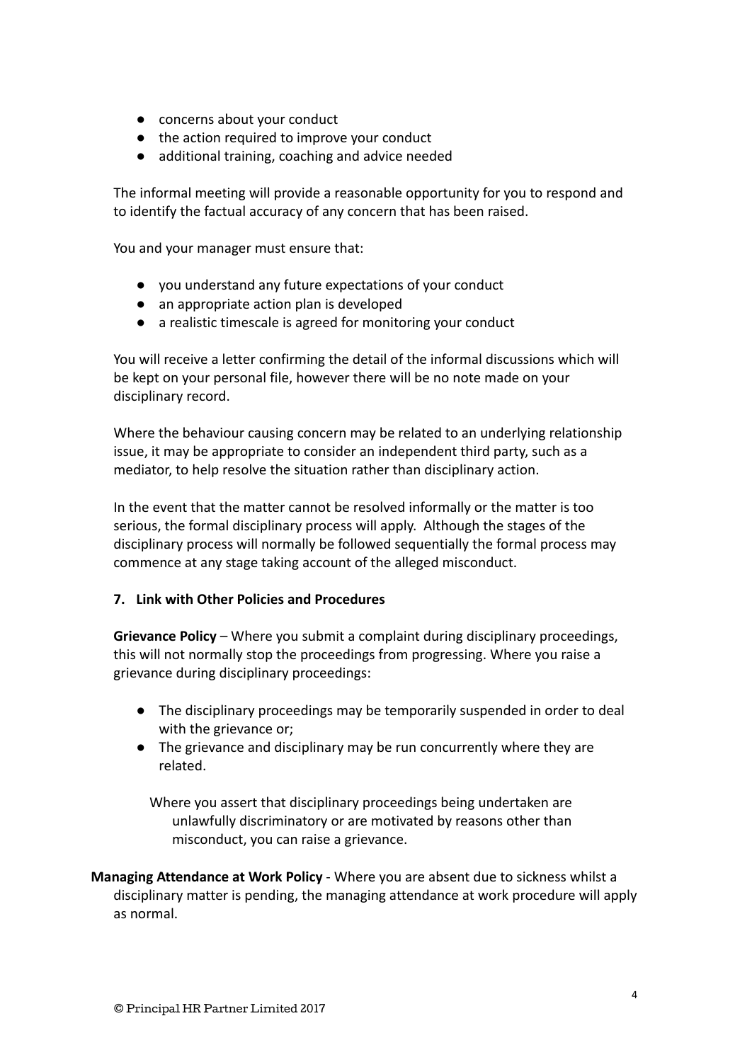- concerns about your conduct
- the action required to improve your conduct
- additional training, coaching and advice needed

The informal meeting will provide a reasonable opportunity for you to respond and to identify the factual accuracy of any concern that has been raised.

You and your manager must ensure that:

- you understand any future expectations of your conduct
- an appropriate action plan is developed
- a realistic timescale is agreed for monitoring your conduct

You will receive a letter confirming the detail of the informal discussions which will be kept on your personal file, however there will be no note made on your disciplinary record.

Where the behaviour causing concern may be related to an underlying relationship issue, it may be appropriate to consider an independent third party, such as a mediator, to help resolve the situation rather than disciplinary action.

In the event that the matter cannot be resolved informally or the matter is too serious, the formal disciplinary process will apply. Although the stages of the disciplinary process will normally be followed sequentially the formal process may commence at any stage taking account of the alleged misconduct.

**7. Link with Other Policies and Procedures**

**Grievance Policy** – Where you submit a complaint during disciplinary proceedings, this will not normally stop the proceedings from progressing. Where you raise a grievance during disciplinary proceedings:

- The disciplinary proceedings may be temporarily suspended in order to deal with the grievance or;
- The grievance and disciplinary may be run concurrently where they are related.

Where you assert that disciplinary proceedings being undertaken are unlawfully discriminatory or are motivated by reasons other than misconduct, you can raise a grievance.

**Managing Attendance at Work Policy** - Where you are absent due to sickness whilst a disciplinary matter is pending, the managing attendance at work procedure will apply as normal.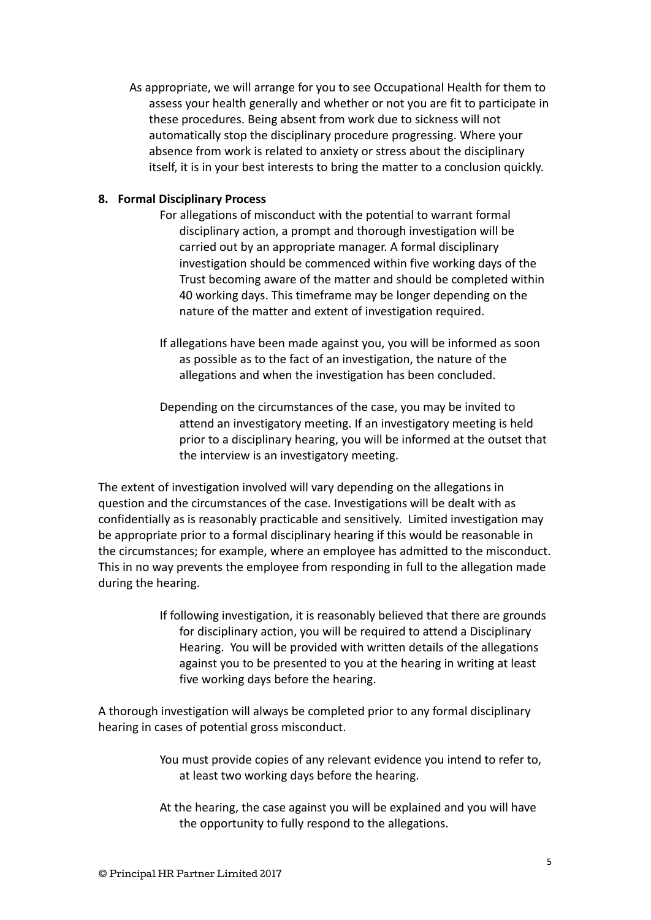As appropriate, we will arrange for you to see Occupational Health for them to assess your health generally and whether or not you are fit to participate in these procedures. Being absent from work due to sickness will not automatically stop the disciplinary procedure progressing. Where your absence from work is related to anxiety or stress about the disciplinary itself, it is in your best interests to bring the matter to a conclusion quickly.

**8. Formal Disciplinary Process**

For allegations of misconduct with the potential to warrant formal disciplinary action, a prompt and thorough investigation will be carried out by an appropriate manager. A formal disciplinary investigation should be commenced within five working days of the Trust becoming aware of the matter and should be completed within 40 working days. This timeframe may be longer depending on the nature of the matter and extent of investigation required.

If allegations have been made against you, you will be informed as soon as possible as to the fact of an investigation, the nature of the allegations and when the investigation has been concluded.

Depending on the circumstances of the case, you may be invited to attend an investigatory meeting. If an investigatory meeting is held prior to a disciplinary hearing, you will be informed at the outset that the interview is an investigatory meeting.

The extent of investigation involved will vary depending on the allegations in question and the circumstances of the case. Investigations will be dealt with as confidentially as is reasonably practicable and sensitively. Limited investigation may be appropriate prior to a formal disciplinary hearing if this would be reasonable in the circumstances; for example, where an employee has admitted to the misconduct. This in no way prevents the employee from responding in full to the allegation made during the hearing.

If following investigation, it is reasonably believed that there are grounds for disciplinary action, you will be required to attend a Disciplinary Hearing. You will be provided with written details of the allegations against you to be presented to you at the hearing in writing at least five working days before the hearing.

A thorough investigation will always be completed prior to any formal disciplinary hearing in cases of potential gross misconduct.

You must provide copies of any relevant evidence you intend to refer to, at least two working days before the hearing.

At the hearing, the case against you will be explained and you will have the opportunity to fully respond to the allegations.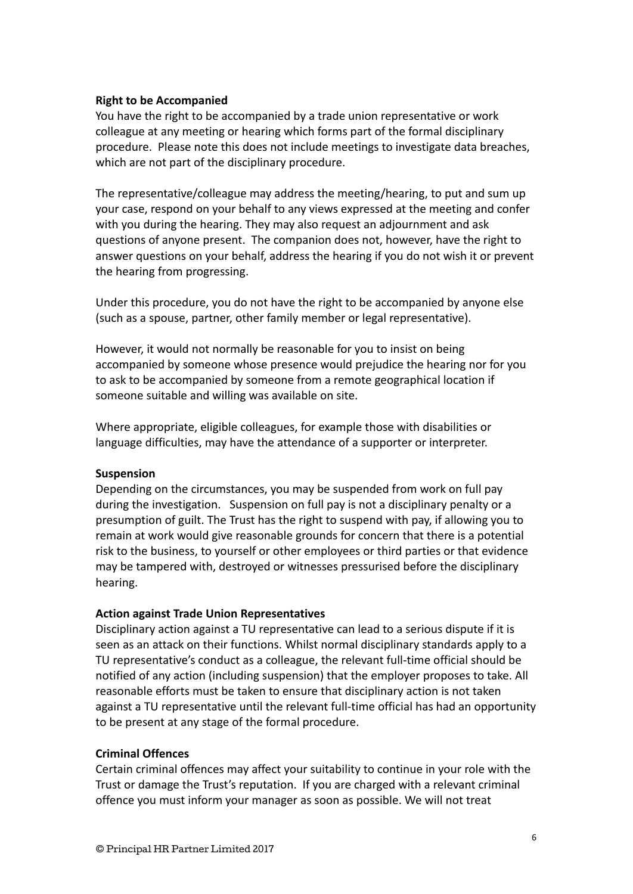**Right to be Accompanied**

You have the right to be accompanied by a trade union representative or work colleague at any meeting or hearing which forms part of the formal disciplinary procedure. Please note this does not include meetings to investigate data breaches, which are not part of the disciplinary procedure.

The representative/colleague may address the meeting/hearing, to put and sum up your case, respond on your behalf to any views expressed at the meeting and confer with you during the hearing. They may also request an adjournment and ask questions of anyone present. The companion does not, however, have the right to answer questions on your behalf, address the hearing if you do not wish it or prevent the hearing from progressing.

Under this procedure, you do not have the right to be accompanied by anyone else (such as a spouse, partner, other family member or legal representative).

However, it would not normally be reasonable for you to insist on being accompanied by someone whose presence would prejudice the hearing nor for you to ask to be accompanied by someone from a remote geographical location if someone suitable and willing was available on site.

Where appropriate, eligible colleagues, for example those with disabilities or language difficulties, may have the attendance of a supporter or interpreter.

**Suspension**

Depending on the circumstances, you may be suspended from work on full pay during the investigation. Suspension on full pay is not a disciplinary penalty or a presumption of guilt. The Trust has the right to suspend with pay, if allowing you to remain at work would give reasonable grounds for concern that there is a potential risk to the business, to yourself or other employees or third parties or that evidence may be tampered with, destroyed or witnesses pressurised before the disciplinary hearing.

**Action against Trade Union Representatives**

Disciplinary action against a TU representative can lead to a serious dispute if it is seen as an attack on their functions. Whilst normal disciplinary standards apply to a TU representative's conduct as a colleague, the relevant full-time official should be notified of any action (including suspension) that the employer proposes to take. All reasonable efforts must be taken to ensure that disciplinary action is not taken against a TU representative until the relevant full-time official has had an opportunity to be present at any stage of the formal procedure.

**Criminal Offences**

Certain criminal offences may affect your suitability to continue in your role with the Trust or damage the Trust's reputation. If you are charged with a relevant criminal offence you must inform your manager as soon as possible. We will not treat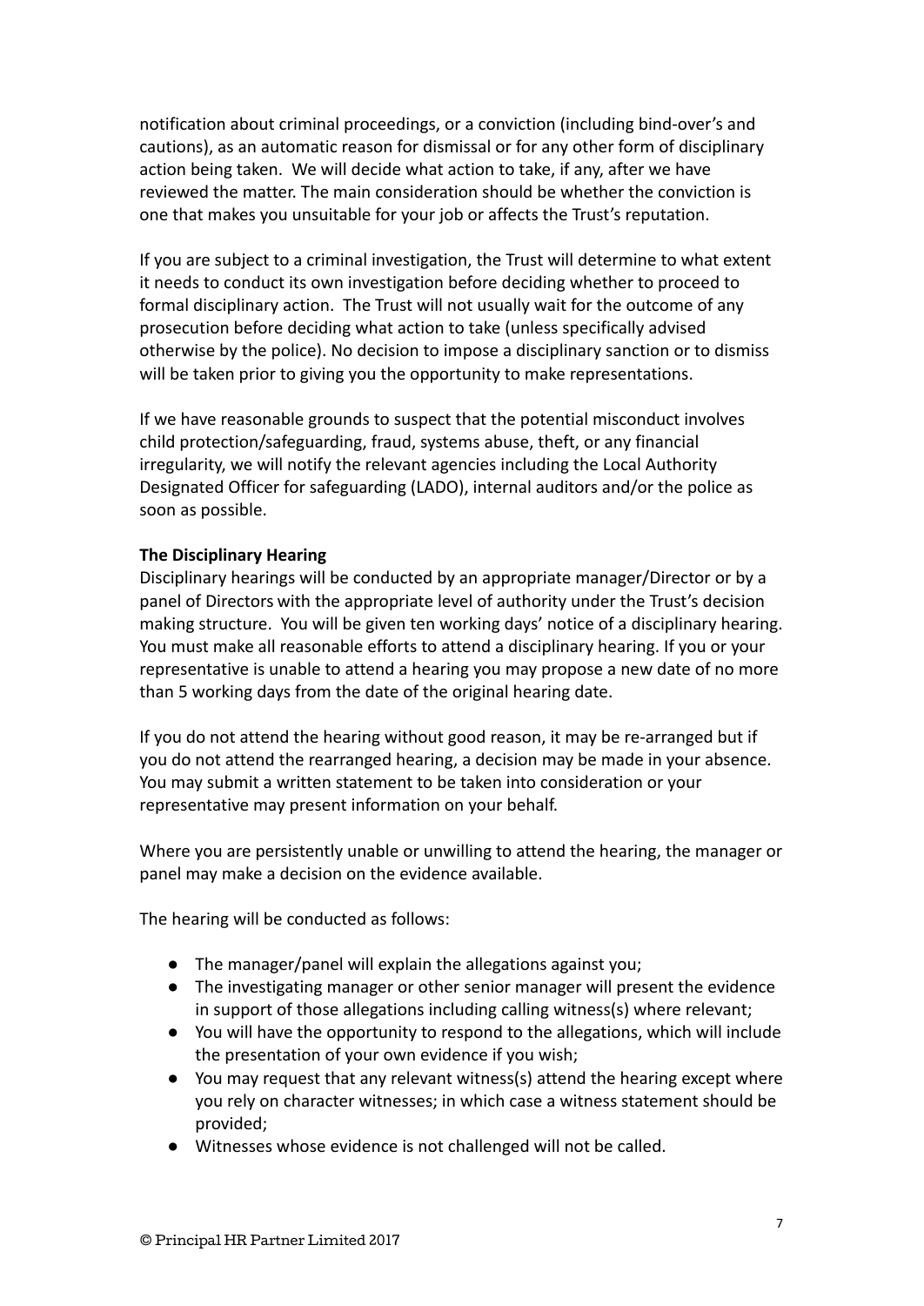notification about criminal proceedings, or a conviction (including bind-over's and cautions), as an automatic reason for dismissal or for any other form of disciplinary action being taken. We will decide what action to take, if any, after we have reviewed the matter. The main consideration should be whether the conviction is one that makes you unsuitable for your job or affects the Trust's reputation.

If you are subject to a criminal investigation, the Trust will determine to what extent it needs to conduct its own investigation before deciding whether to proceed to formal disciplinary action. The Trust will not usually wait for the outcome of any prosecution before deciding what action to take (unless specifically advised otherwise by the police). No decision to impose a disciplinary sanction or to dismiss will be taken prior to giving you the opportunity to make representations.

If we have reasonable grounds to suspect that the potential misconduct involves child protection/safeguarding, fraud, systems abuse, theft, or any financial irregularity, we will notify the relevant agencies including the Local Authority Designated Officer for safeguarding (LADO), internal auditors and/or the police as soon as possible.

**The Disciplinary Hearing**

Disciplinary hearings will be conducted by an appropriate manager/Director or by a panel of Directors with the appropriate level of authority under the Trust's decision making structure. You will be given ten working days' notice of a disciplinary hearing. You must make all reasonable efforts to attend a disciplinary hearing. If you or your representative is unable to attend a hearing you may propose a new date of no more than 5 working days from the date of the original hearing date.

If you do not attend the hearing without good reason, it may be re-arranged but if you do not attend the rearranged hearing, a decision may be made in your absence. You may submit a written statement to be taken into consideration or your representative may present information on your behalf.

Where you are persistently unable or unwilling to attend the hearing, the manager or panel may make a decision on the evidence available.

The hearing will be conducted as follows:

- The manager/panel will explain the allegations against you;
- The investigating manager or other senior manager will present the evidence in support of those allegations including calling witness(s) where relevant;
- You will have the opportunity to respond to the allegations, which will include the presentation of your own evidence if you wish;
- You may request that any relevant witness(s) attend the hearing except where you rely on character witnesses; in which case a witness statement should be provided;
- Witnesses whose evidence is not challenged will not be called.

© Principal HR Partner Limited 2017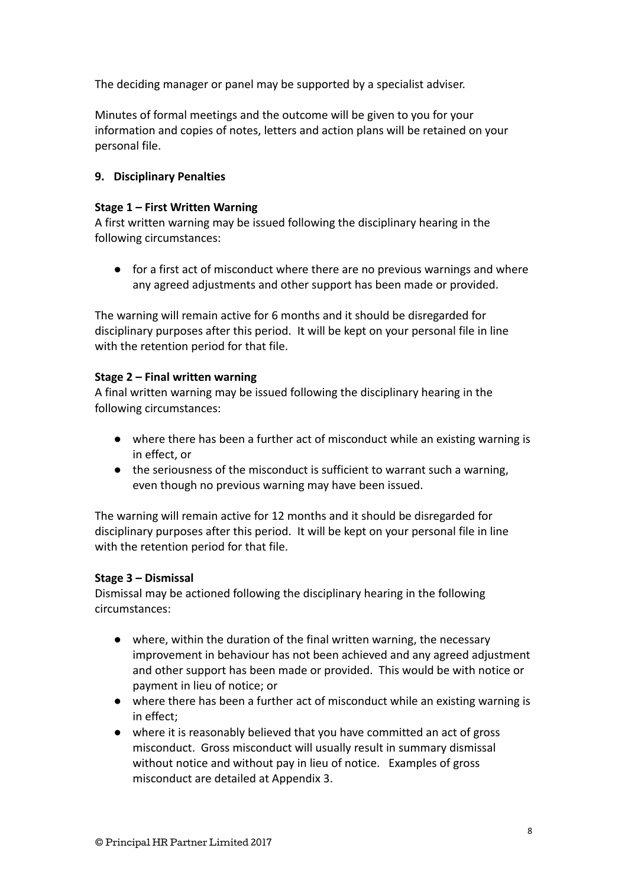The deciding manager or panel may be supported by a specialist adviser.

Minutes of formal meetings and the outcome will be given to you for your information and copies of notes, letters and action plans will be retained on your personal file.

## 9. Disciplinary Penalties

**Stage 1 – First Written Warning**
A first written warning may be issued following the disciplinary hearing in the following circumstances:

- for a first act of misconduct where there are no previous warnings and where any agreed adjustments and other support has been made or provided.

The warning will remain active for 6 months and it should be disregarded for disciplinary purposes after this period. It will be kept on your personal file in line with the retention period for that file.

**Stage 2 – Final written warning**
A final written warning may be issued following the disciplinary hearing in the following circumstances:

- where there has been a further act of misconduct while an existing warning is in effect, or
- the seriousness of the misconduct is sufficient to warrant such a warning, even though no previous warning may have been issued.

The warning will remain active for 12 months and it should be disregarded for disciplinary purposes after this period. It will be kept on your personal file in line with the retention period for that file.

**Stage 3 – Dismissal**
Dismissal may be actioned following the disciplinary hearing in the following circumstances:

- where, within the duration of the final written warning, the necessary improvement in behaviour has not been achieved and any agreed adjustment and other support has been made or provided. This would be with notice or payment in lieu of notice; or
- where there has been a further act of misconduct while an existing warning is in effect;
- where it is reasonably believed that you have committed an act of gross misconduct. Gross misconduct will usually result in summary dismissal without notice and without pay in lieu of notice. Examples of gross misconduct are detailed at Appendix 3.

© Principal HR Partner Limited 2017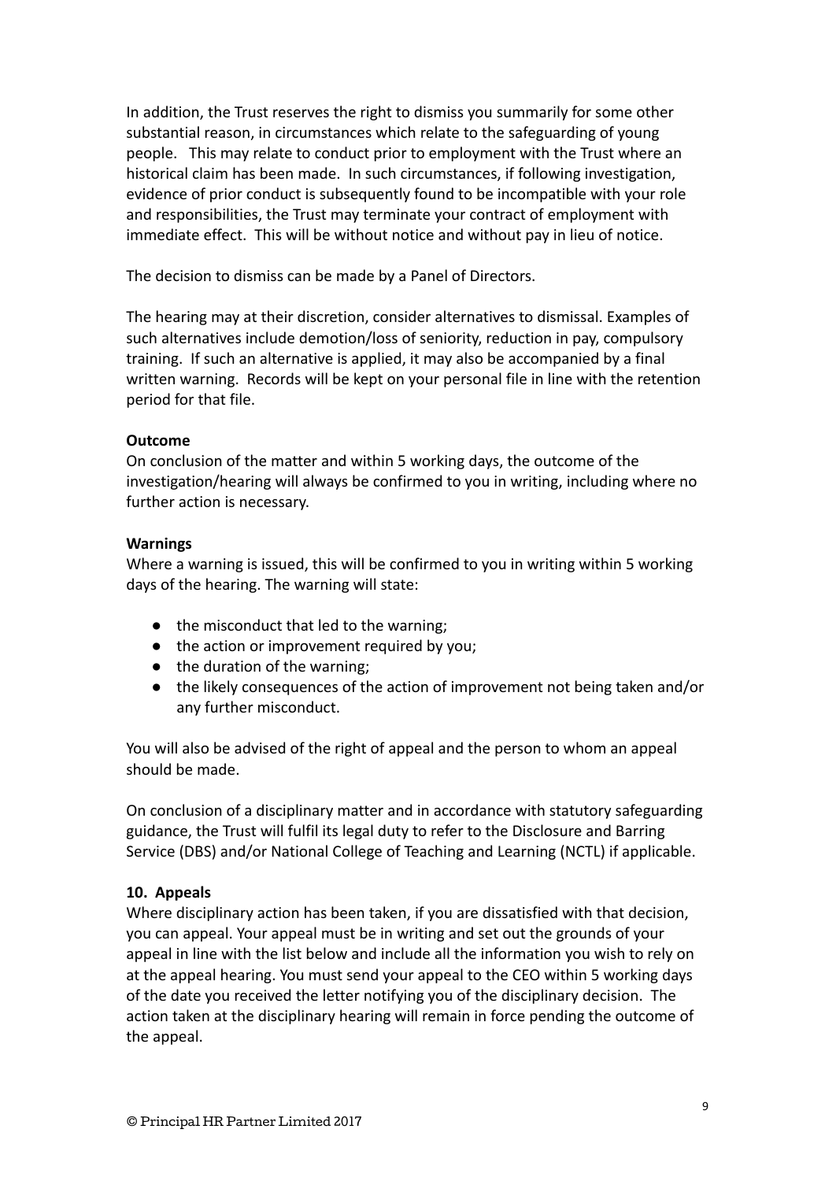In addition, the Trust reserves the right to dismiss you summarily for some other substantial reason, in circumstances which relate to the safeguarding of young people. This may relate to conduct prior to employment with the Trust where an historical claim has been made. In such circumstances, if following investigation, evidence of prior conduct is subsequently found to be incompatible with your role and responsibilities, the Trust may terminate your contract of employment with immediate effect. This will be without notice and without pay in lieu of notice.

The decision to dismiss can be made by a Panel of Directors.

The hearing may at their discretion, consider alternatives to dismissal. Examples of such alternatives include demotion/loss of seniority, reduction in pay, compulsory training. If such an alternative is applied, it may also be accompanied by a final written warning. Records will be kept on your personal file in line with the retention period for that file.

**Outcome**
On conclusion of the matter and within 5 working days, the outcome of the investigation/hearing will always be confirmed to you in writing, including where no further action is necessary.

**Warnings**
Where a warning is issued, this will be confirmed to you in writing within 5 working days of the hearing. The warning will state:

- the misconduct that led to the warning;
- the action or improvement required by you;
- the duration of the warning;
- the likely consequences of the action of improvement not being taken and/or any further misconduct.

You will also be advised of the right of appeal and the person to whom an appeal should be made.

On conclusion of a disciplinary matter and in accordance with statutory safeguarding guidance, the Trust will fulfil its legal duty to refer to the Disclosure and Barring Service (DBS) and/or National College of Teaching and Learning (NCTL) if applicable.

## 10. Appeals

Where disciplinary action has been taken, if you are dissatisfied with that decision, you can appeal. Your appeal must be in writing and set out the grounds of your appeal in line with the list below and include all the information you wish to rely on at the appeal hearing. You must send your appeal to the CEO within 5 working days of the date you received the letter notifying you of the disciplinary decision. The action taken at the disciplinary hearing will remain in force pending the outcome of the appeal.

© Principal HR Partner Limited 2017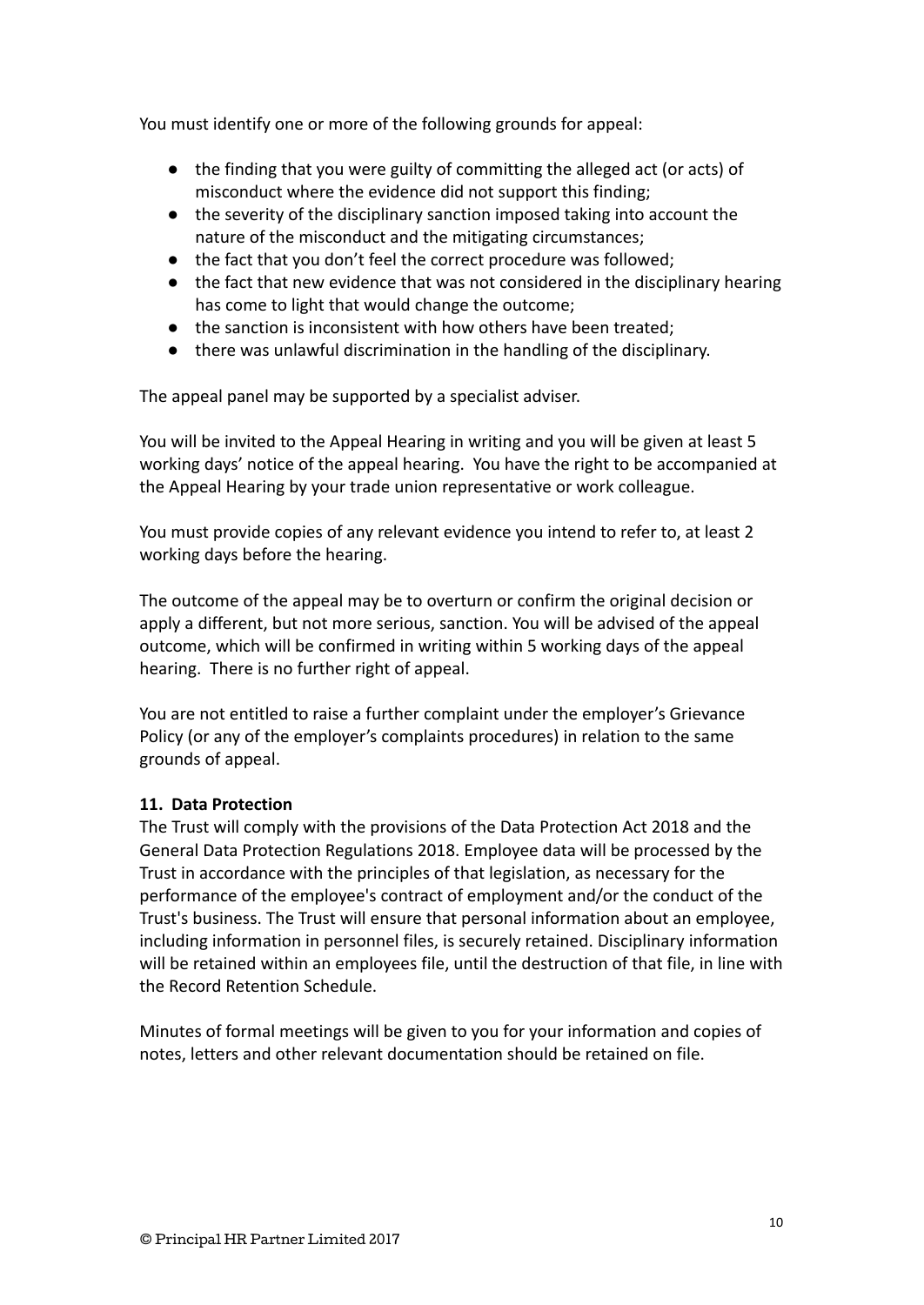You must identify one or more of the following grounds for appeal:

- the finding that you were guilty of committing the alleged act (or acts) of misconduct where the evidence did not support this finding;
- the severity of the disciplinary sanction imposed taking into account the nature of the misconduct and the mitigating circumstances;
- the fact that you don't feel the correct procedure was followed;
- the fact that new evidence that was not considered in the disciplinary hearing has come to light that would change the outcome;
- the sanction is inconsistent with how others have been treated;
- there was unlawful discrimination in the handling of the disciplinary.

The appeal panel may be supported by a specialist adviser.

You will be invited to the Appeal Hearing in writing and you will be given at least 5 working days' notice of the appeal hearing. You have the right to be accompanied at the Appeal Hearing by your trade union representative or work colleague.

You must provide copies of any relevant evidence you intend to refer to, at least 2 working days before the hearing.

The outcome of the appeal may be to overturn or confirm the original decision or apply a different, but not more serious, sanction. You will be advised of the appeal outcome, which will be confirmed in writing within 5 working days of the appeal hearing. There is no further right of appeal.

You are not entitled to raise a further complaint under the employer's Grievance Policy (or any of the employer's complaints procedures) in relation to the same grounds of appeal.

**11. Data Protection**

The Trust will comply with the provisions of the Data Protection Act 2018 and the General Data Protection Regulations 2018. Employee data will be processed by the Trust in accordance with the principles of that legislation, as necessary for the performance of the employee's contract of employment and/or the conduct of the Trust's business. The Trust will ensure that personal information about an employee, including information in personnel files, is securely retained. Disciplinary information will be retained within an employees file, until the destruction of that file, in line with the Record Retention Schedule.

Minutes of formal meetings will be given to you for your information and copies of notes, letters and other relevant documentation should be retained on file.

© Principal HR Partner Limited 2017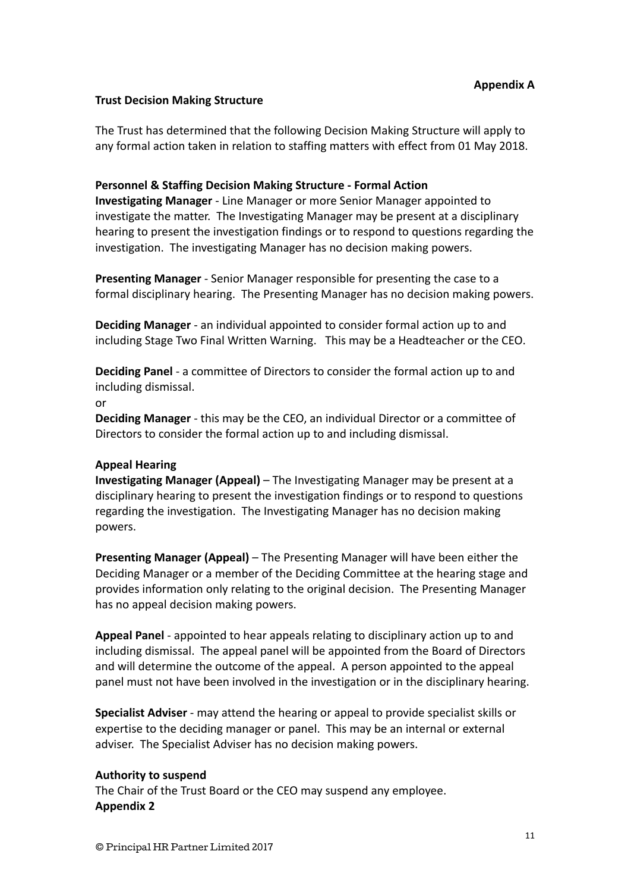**Appendix A**

**Trust Decision Making Structure**

The Trust has determined that the following Decision Making Structure will apply to any formal action taken in relation to staffing matters with effect from 01 May 2018.

**Personnel & Staffing Decision Making Structure - Formal Action**

**Investigating Manager** - Line Manager or more Senior Manager appointed to investigate the matter. The Investigating Manager may be present at a disciplinary hearing to present the investigation findings or to respond to questions regarding the investigation. The investigating Manager has no decision making powers.

**Presenting Manager** - Senior Manager responsible for presenting the case to a formal disciplinary hearing. The Presenting Manager has no decision making powers.

**Deciding Manager** - an individual appointed to consider formal action up to and including Stage Two Final Written Warning. This may be a Headteacher or the CEO.

**Deciding Panel** - a committee of Directors to consider the formal action up to and including dismissal.

or

**Deciding Manager** - this may be the CEO, an individual Director or a committee of Directors to consider the formal action up to and including dismissal.

**Appeal Hearing**

**Investigating Manager (Appeal)** – The Investigating Manager may be present at a disciplinary hearing to present the investigation findings or to respond to questions regarding the investigation. The Investigating Manager has no decision making powers.

**Presenting Manager (Appeal)** – The Presenting Manager will have been either the Deciding Manager or a member of the Deciding Committee at the hearing stage and provides information only relating to the original decision. The Presenting Manager has no appeal decision making powers.

**Appeal Panel** - appointed to hear appeals relating to disciplinary action up to and including dismissal. The appeal panel will be appointed from the Board of Directors and will determine the outcome of the appeal. A person appointed to the appeal panel must not have been involved in the investigation or in the disciplinary hearing.

**Specialist Adviser** - may attend the hearing or appeal to provide specialist skills or expertise to the deciding manager or panel. This may be an internal or external adviser. The Specialist Adviser has no decision making powers.

**Authority to suspend**

The Chair of the Trust Board or the CEO may suspend any employee.

**Appendix 2**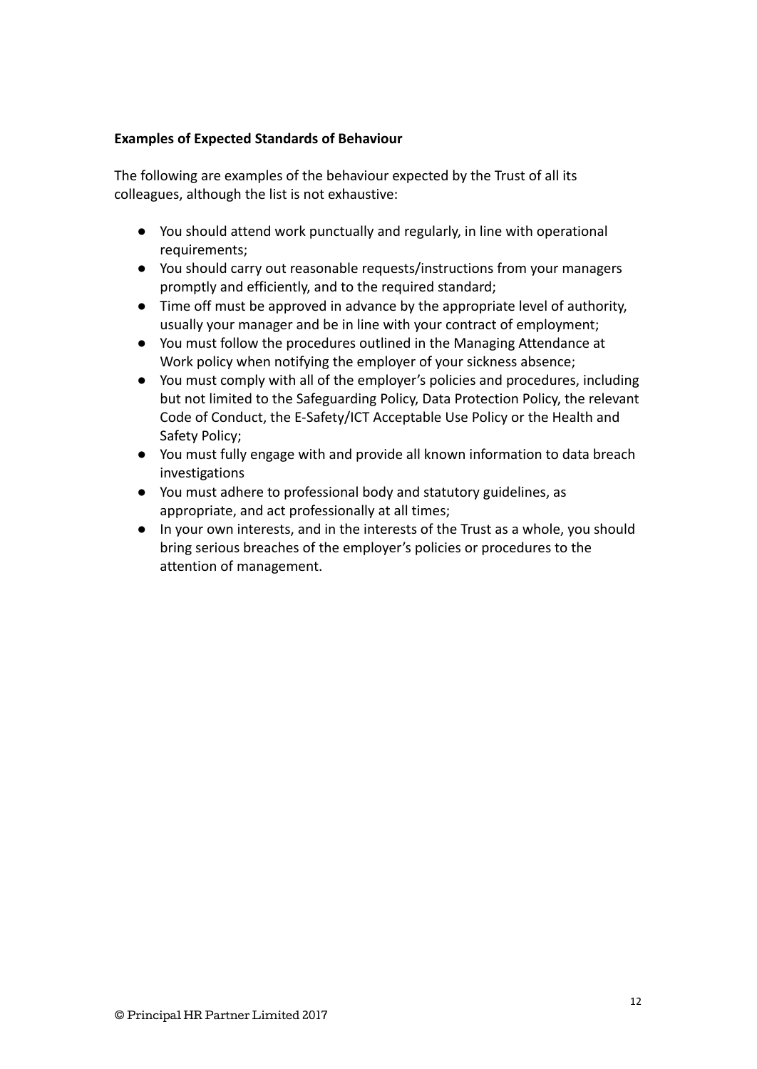**Examples of Expected Standards of Behaviour**

The following are examples of the behaviour expected by the Trust of all its colleagues, although the list is not exhaustive:

- You should attend work punctually and regularly, in line with operational requirements;
- You should carry out reasonable requests/instructions from your managers promptly and efficiently, and to the required standard;
- Time off must be approved in advance by the appropriate level of authority, usually your manager and be in line with your contract of employment;
- You must follow the procedures outlined in the Managing Attendance at Work policy when notifying the employer of your sickness absence;
- You must comply with all of the employer's policies and procedures, including but not limited to the Safeguarding Policy, Data Protection Policy, the relevant Code of Conduct, the E-Safety/ICT Acceptable Use Policy or the Health and Safety Policy;
- You must fully engage with and provide all known information to data breach investigations
- You must adhere to professional body and statutory guidelines, as appropriate, and act professionally at all times;
- In your own interests, and in the interests of the Trust as a whole, you should bring serious breaches of the employer's policies or procedures to the attention of management.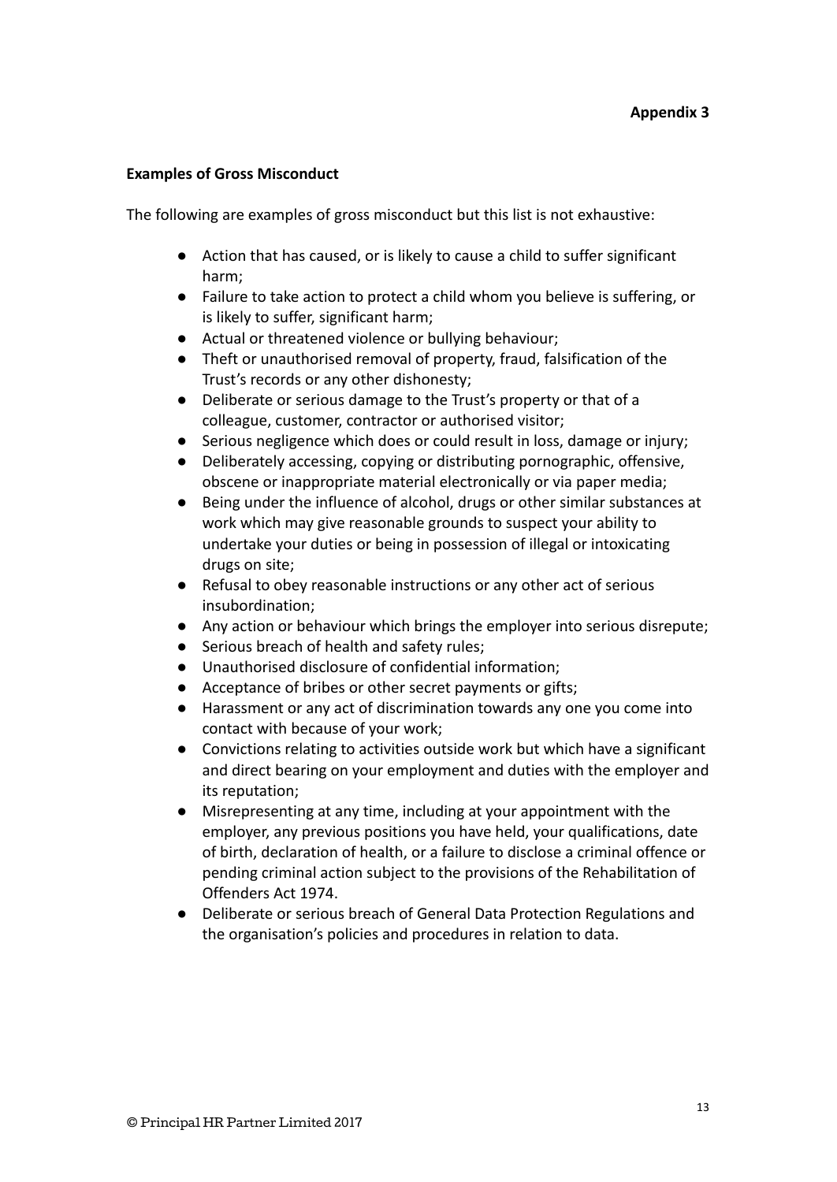**Appendix 3**

**Examples of Gross Misconduct**

The following are examples of gross misconduct but this list is not exhaustive:

- Action that has caused, or is likely to cause a child to suffer significant harm;
- Failure to take action to protect a child whom you believe is suffering, or is likely to suffer, significant harm;
- Actual or threatened violence or bullying behaviour;
- Theft or unauthorised removal of property, fraud, falsification of the Trust's records or any other dishonesty;
- Deliberate or serious damage to the Trust's property or that of a colleague, customer, contractor or authorised visitor;
- Serious negligence which does or could result in loss, damage or injury;
- Deliberately accessing, copying or distributing pornographic, offensive, obscene or inappropriate material electronically or via paper media;
- Being under the influence of alcohol, drugs or other similar substances at work which may give reasonable grounds to suspect your ability to undertake your duties or being in possession of illegal or intoxicating drugs on site;
- Refusal to obey reasonable instructions or any other act of serious insubordination;
- Any action or behaviour which brings the employer into serious disrepute;
- Serious breach of health and safety rules;
- Unauthorised disclosure of confidential information;
- Acceptance of bribes or other secret payments or gifts;
- Harassment or any act of discrimination towards any one you come into contact with because of your work;
- Convictions relating to activities outside work but which have a significant and direct bearing on your employment and duties with the employer and its reputation;
- Misrepresenting at any time, including at your appointment with the employer, any previous positions you have held, your qualifications, date of birth, declaration of health, or a failure to disclose a criminal offence or pending criminal action subject to the provisions of the Rehabilitation of Offenders Act 1974.
- Deliberate or serious breach of General Data Protection Regulations and the organisation's policies and procedures in relation to data.

© Principal HR Partner Limited 2017